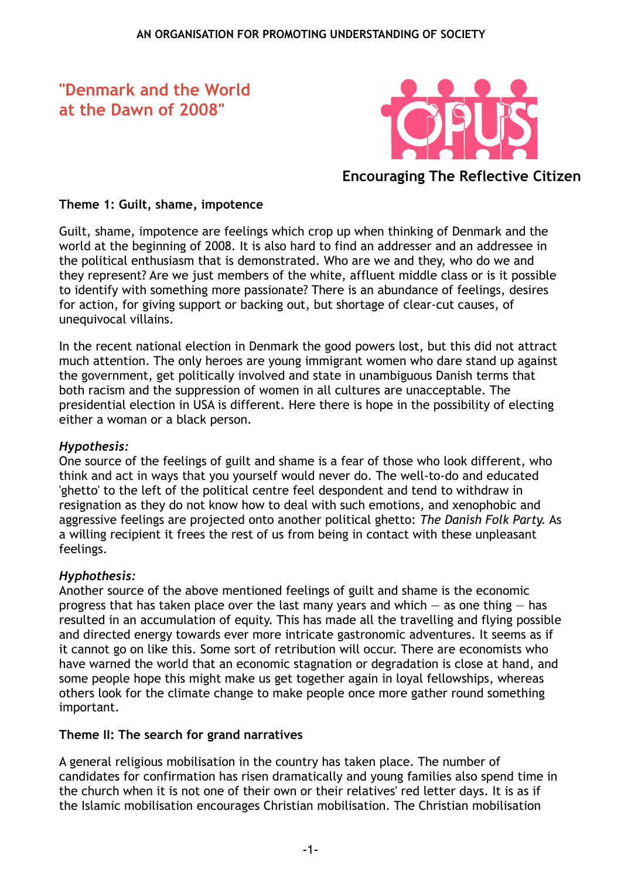AN ORGANISATION FOR PROMOTING UNDERSTANDING OF SOCIETY

# "Denmark and the World at the Dawn of 2008"

OPUS

**Encouraging The Reflective Citizen**

### Theme 1: Guilt, shame, impotence

Guilt, shame, impotence are feelings which crop up when thinking of Denmark and the world at the beginning of 2008. It is also hard to find an addresser and an addressee in the political enthusiasm that is demonstrated. Who are we and they, who do we and they represent? Are we just members of the white, affluent middle class or is it possible to identify with something more passionate? There is an abundance of feelings, desires for action, for giving support or backing out, but shortage of clear-cut causes, of unequivocal villains.

In the recent national election in Denmark the good powers lost, but this did not attract much attention. The only heroes are young immigrant women who dare stand up against the government, get politically involved and state in unambiguous Danish terms that both racism and the suppression of women in all cultures are unacceptable. The presidential election in USA is different. Here there is hope in the possibility of electing either a woman or a black person.

*Hypothesis:*
One source of the feelings of guilt and shame is a fear of those who look different, who think and act in ways that you yourself would never do. The well-to-do and educated 'ghetto' to the left of the political centre feel despondent and tend to withdraw in resignation as they do not know how to deal with such emotions, and xenophobic and aggressive feelings are projected onto another political ghetto: *The Danish Folk Party*. As a willing recipient it frees the rest of us from being in contact with these unpleasant feelings.

*Hyphothesis:*
Another source of the above mentioned feelings of guilt and shame is the economic progress that has taken place over the last many years and which — as one thing — has resulted in an accumulation of equity. This has made all the travelling and flying possible and directed energy towards ever more intricate gastronomic adventures. It seems as if it cannot go on like this. Some sort of retribution will occur. There are economists who have warned the world that an economic stagnation or degradation is close at hand, and some people hope this might make us get together again in loyal fellowships, whereas others look for the climate change to make people once more gather round something important.

### Theme II: The search for grand narratives

A general religious mobilisation in the country has taken place. The number of candidates for confirmation has risen dramatically and young families also spend time in the church when it is not one of their own or their relatives' red letter days. It is as if the Islamic mobilisation encourages Christian mobilisation. The Christian mobilisation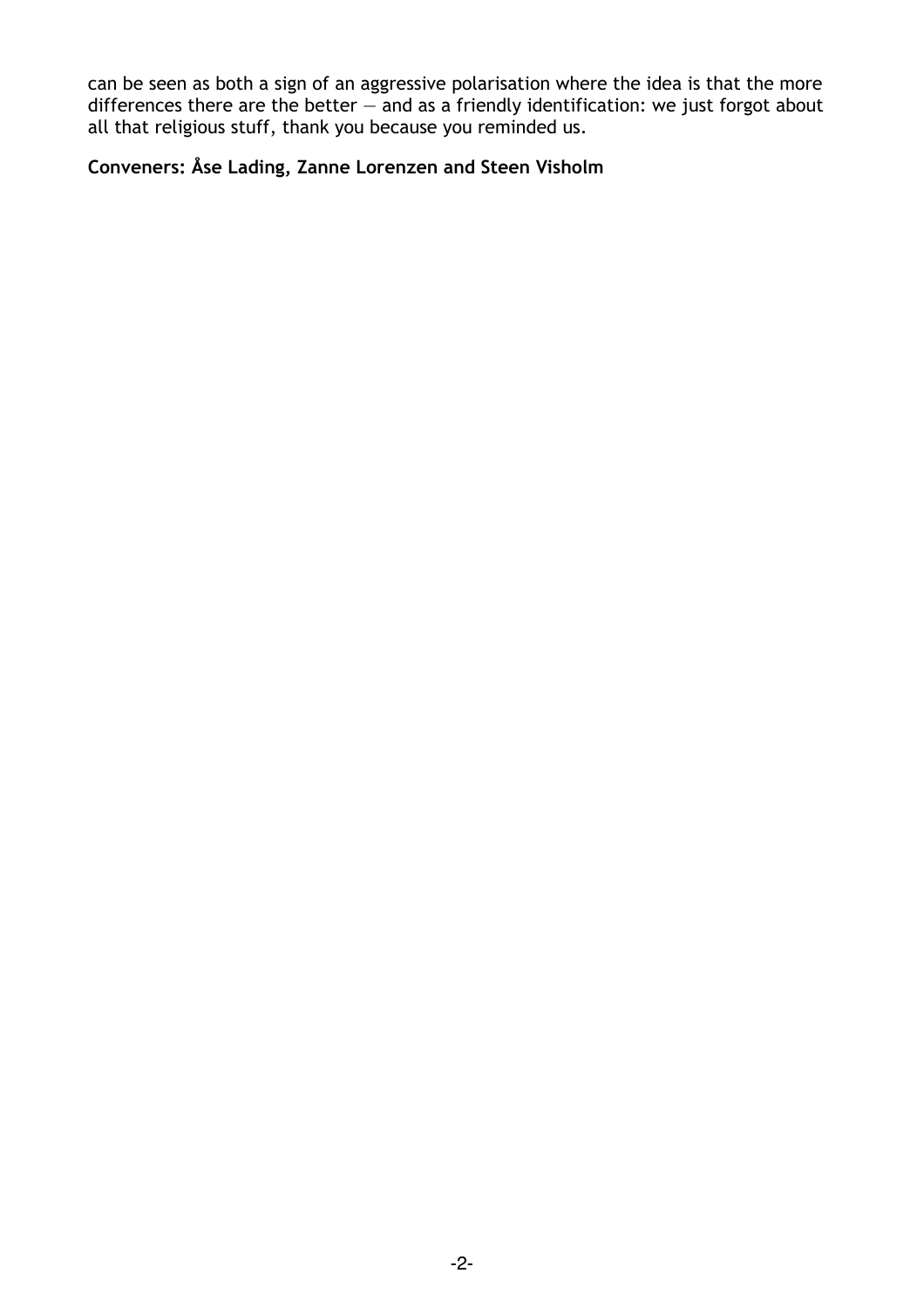can be seen as both a sign of an aggressive polarisation where the idea is that the more differences there are the better — and as a friendly identification: we just forgot about all that religious stuff, thank you because you reminded us.

**Conveners: Åse Lading, Zanne Lorenzen and Steen Visholm**